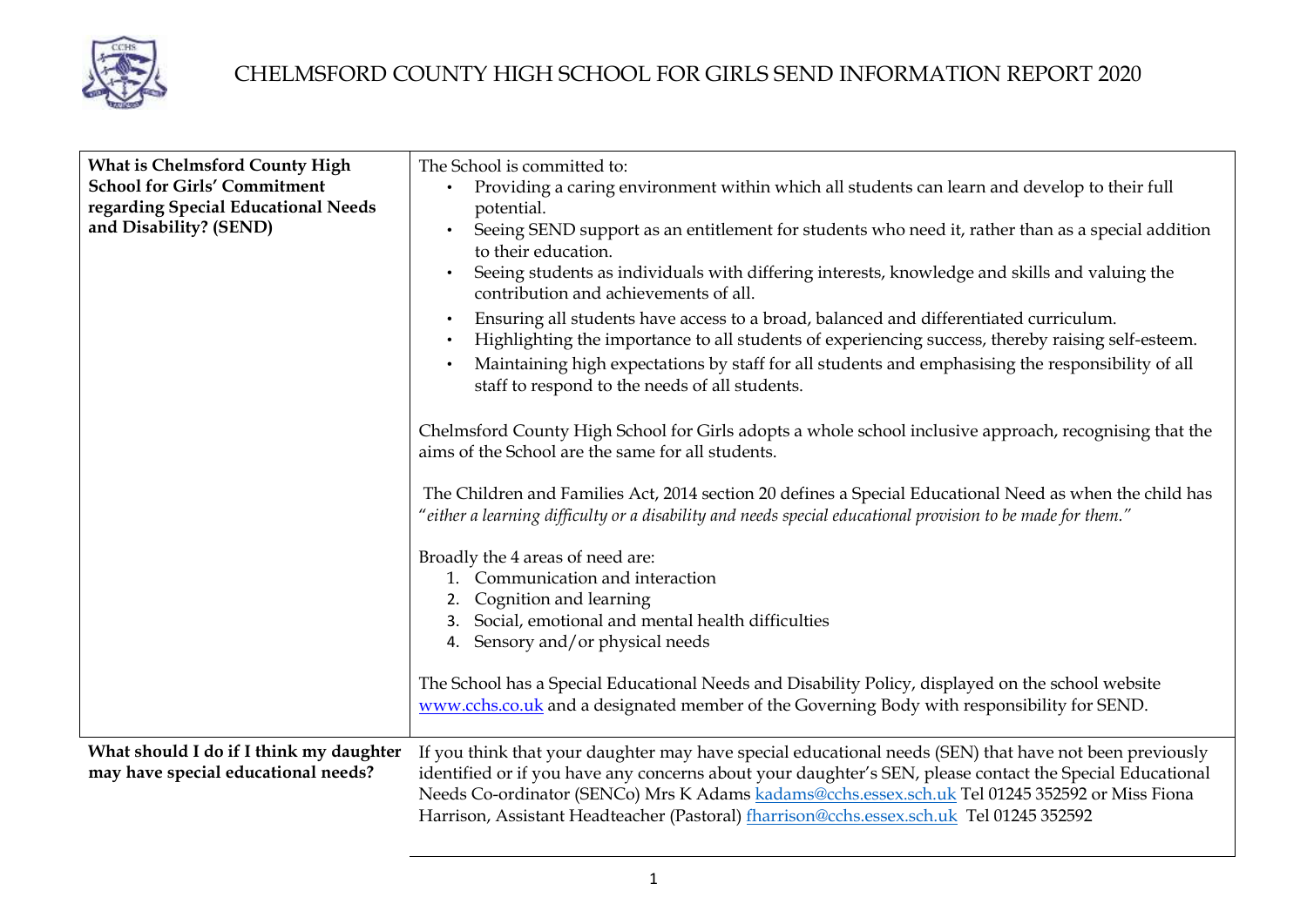# CHELMSFORD COUNTY HIGH SCHOOL FOR GIRLS SEND INFORMATION REPORT 2020

| | |
|---|---|
| **What is Chelmsford County High School for Girls' Commitment regarding Special Educational Needs and Disability? (SEND)** | The School is committed to:<br>• Providing a caring environment within which all students can learn and develop to their full potential.<br>• Seeing SEND support as an entitlement for students who need it, rather than as a special addition to their education.<br>• Seeing students as individuals with differing interests, knowledge and skills and valuing the contribution and achievements of all.<br>• Ensuring all students have access to a broad, balanced and differentiated curriculum.<br>• Highlighting the importance to all students of experiencing success, thereby raising self-esteem.<br>• Maintaining high expectations by staff for all students and emphasising the responsibility of all staff to respond to the needs of all students.<br><br>Chelmsford County High School for Girls adopts a whole school inclusive approach, recognising that the aims of the School are the same for all students.<br><br>The Children and Families Act, 2014 section 20 defines a Special Educational Need as when the child has "*either a learning difficulty or a disability and needs special educational provision to be made for them.*"<br><br>Broadly the 4 areas of need are:<br>1. Communication and interaction<br>2. Cognition and learning<br>3. Social, emotional and mental health difficulties<br>4. Sensory and/or physical needs<br><br>The School has a Special Educational Needs and Disability Policy, displayed on the school website www.cchs.co.uk and a designated member of the Governing Body with responsibility for SEND. |
| **What should I do if I think my daughter may have special educational needs?** | If you think that your daughter may have special educational needs (SEN) that have not been previously identified or if you have any concerns about your daughter's SEN, please contact the Special Educational Needs Co-ordinator (SENCo) Mrs K Adams kadams@cchs.essex.sch.uk Tel 01245 352592 or Miss Fiona Harrison, Assistant Headteacher (Pastoral) fharrison@cchs.essex.sch.uk Tel 01245 352592 |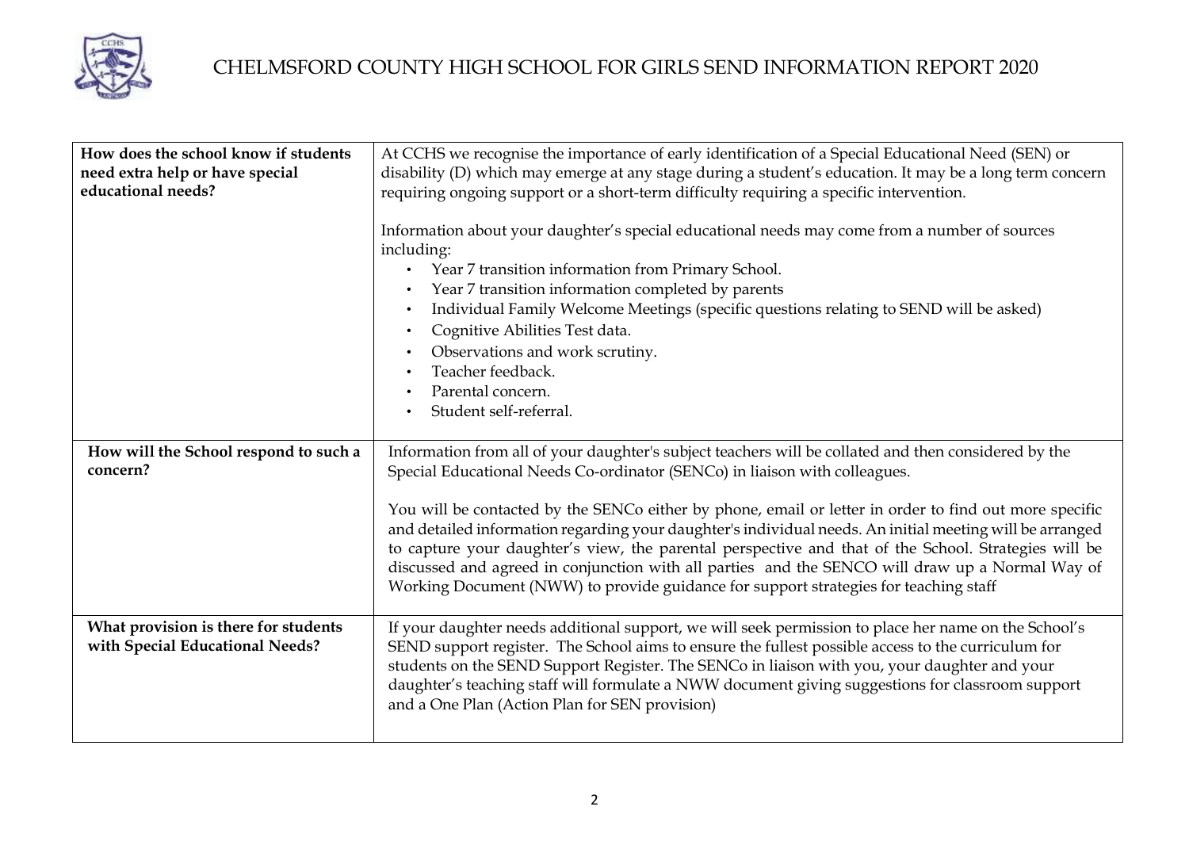| How does the school know if students need extra help or have special educational needs? | At CCHS we recognise the importance of early identification of a Special Educational Need (SEN) or disability (D) which may emerge at any stage during a student's education. It may be a long term concern requiring ongoing support or a short-term difficulty requiring a specific intervention.<br><br>Information about your daughter's special educational needs may come from a number of sources including:<br>• Year 7 transition information from Primary School.<br>• Year 7 transition information completed by parents<br>• Individual Family Welcome Meetings (specific questions relating to SEND will be asked)<br>• Cognitive Abilities Test data.<br>• Observations and work scrutiny.<br>• Teacher feedback.<br>• Parental concern.<br>• Student self-referral. |
|---|---|
| **How will the School respond to such a concern?** | Information from all of your daughter's subject teachers will be collated and then considered by the Special Educational Needs Co-ordinator (SENCo) in liaison with colleagues.<br><br>You will be contacted by the SENCo either by phone, email or letter in order to find out more specific and detailed information regarding your daughter's individual needs. An initial meeting will be arranged to capture your daughter's view, the parental perspective and that of the School. Strategies will be discussed and agreed in conjunction with all parties and the SENCO will draw up a Normal Way of Working Document (NWW) to provide guidance for support strategies for teaching staff |
| **What provision is there for students with Special Educational Needs?** | If your daughter needs additional support, we will seek permission to place her name on the School's SEND support register. The School aims to ensure the fullest possible access to the curriculum for students on the SEND Support Register. The SENCo in liaison with you, your daughter and your daughter's teaching staff will formulate a NWW document giving suggestions for classroom support and a One Plan (Action Plan for SEN provision) |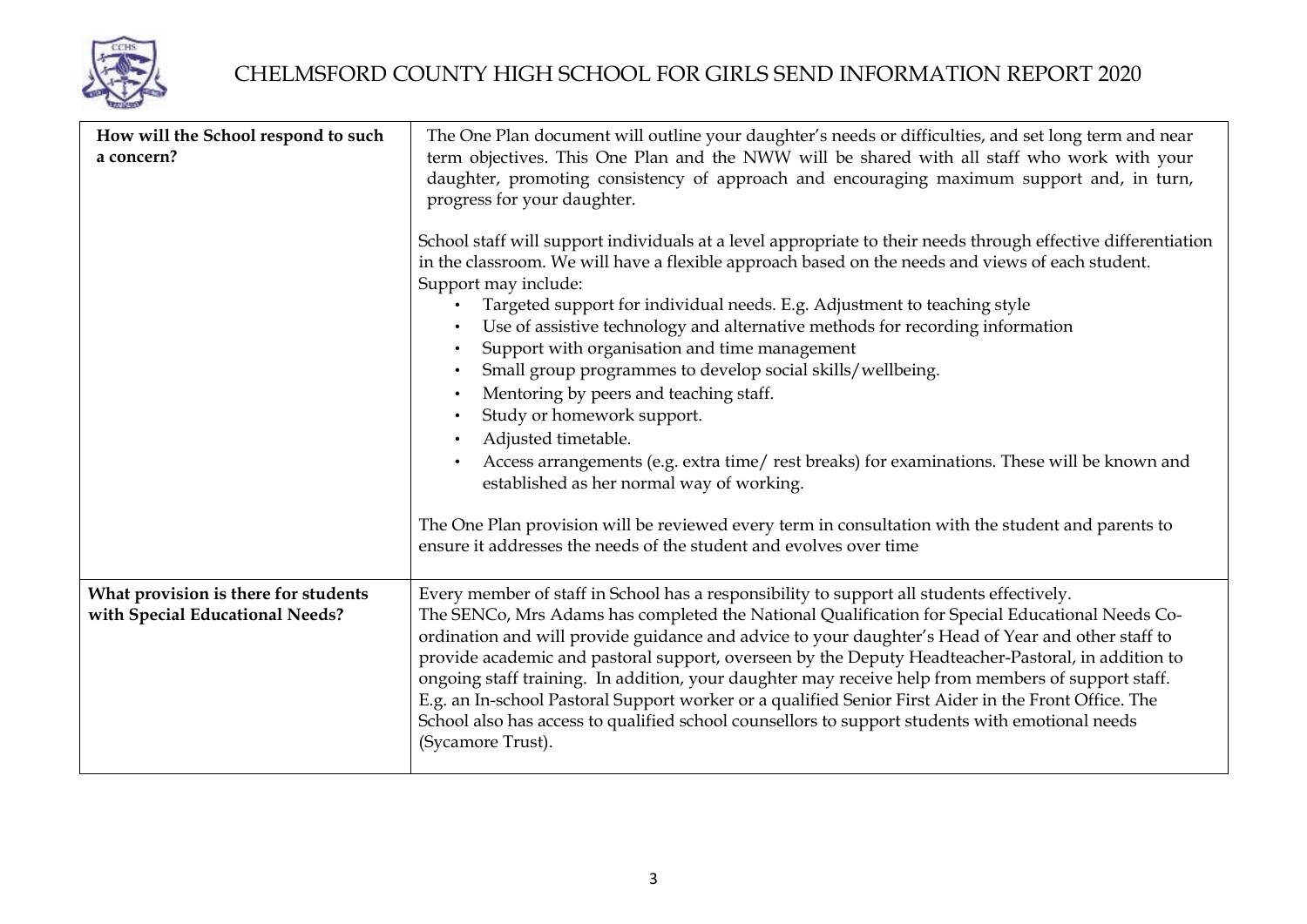| | |
|---|---|
| **How will the School respond to such a concern?** | The One Plan document will outline your daughter's needs or difficulties, and set long term and near term objectives. This One Plan and the NWW will be shared with all staff who work with your daughter, promoting consistency of approach and encouraging maximum support and, in turn, progress for your daughter.<br><br>School staff will support individuals at a level appropriate to their needs through effective differentiation in the classroom. We will have a flexible approach based on the needs and views of each student.<br>Support may include:<br>• Targeted support for individual needs. E.g. Adjustment to teaching style<br>• Use of assistive technology and alternative methods for recording information<br>• Support with organisation and time management<br>• Small group programmes to develop social skills/wellbeing.<br>• Mentoring by peers and teaching staff.<br>• Study or homework support.<br>• Adjusted timetable.<br>• Access arrangements (e.g. extra time/ rest breaks) for examinations. These will be known and established as her normal way of working.<br><br>The One Plan provision will be reviewed every term in consultation with the student and parents to ensure it addresses the needs of the student and evolves over time |
| **What provision is there for students with Special Educational Needs?** | Every member of staff in School has a responsibility to support all students effectively.<br>The SENCo, Mrs Adams has completed the National Qualification for Special Educational Needs Co-ordination and will provide guidance and advice to your daughter's Head of Year and other staff to provide academic and pastoral support, overseen by the Deputy Headteacher-Pastoral, in addition to ongoing staff training. In addition, your daughter may receive help from members of support staff. E.g. an In-school Pastoral Support worker or a qualified Senior First Aider in the Front Office. The School also has access to qualified school counsellors to support students with emotional needs (Sycamore Trust). |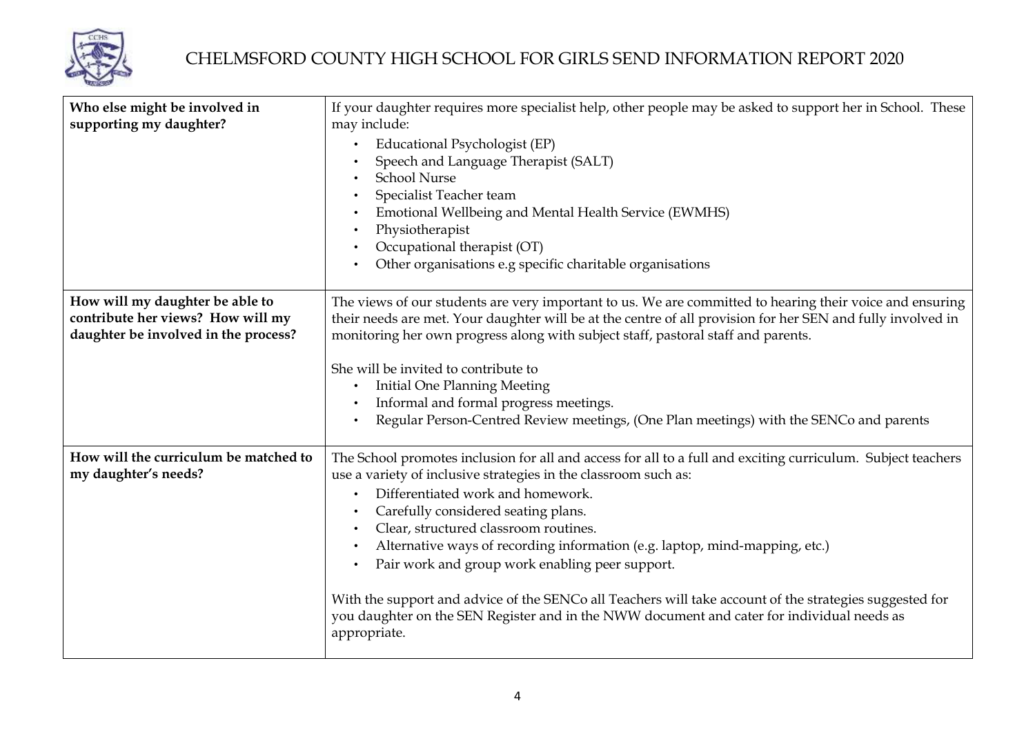| Who else might be involved in supporting my daughter? | If your daughter requires more specialist help, other people may be asked to support her in School. These may include:<br>• Educational Psychologist (EP)<br>• Speech and Language Therapist (SALT)<br>• School Nurse<br>• Specialist Teacher team<br>• Emotional Wellbeing and Mental Health Service (EWMHS)<br>• Physiotherapist<br>• Occupational therapist (OT)<br>• Other organisations e.g specific charitable organisations |
|---|---|
| **How will my daughter be able to contribute her views? How will my daughter be involved in the process?** | The views of our students are very important to us. We are committed to hearing their voice and ensuring their needs are met. Your daughter will be at the centre of all provision for her SEN and fully involved in monitoring her own progress along with subject staff, pastoral staff and parents.<br><br>She will be invited to contribute to<br>• Initial One Planning Meeting<br>• Informal and formal progress meetings.<br>• Regular Person-Centred Review meetings, (One Plan meetings) with the SENCo and parents |
| **How will the curriculum be matched to my daughter's needs?** | The School promotes inclusion for all and access for all to a full and exciting curriculum. Subject teachers use a variety of inclusive strategies in the classroom such as:<br>• Differentiated work and homework.<br>• Carefully considered seating plans.<br>• Clear, structured classroom routines.<br>• Alternative ways of recording information (e.g. laptop, mind-mapping, etc.)<br>• Pair work and group work enabling peer support.<br><br>With the support and advice of the SENCo all Teachers will take account of the strategies suggested for you daughter on the SEN Register and in the NWW document and cater for individual needs as appropriate. |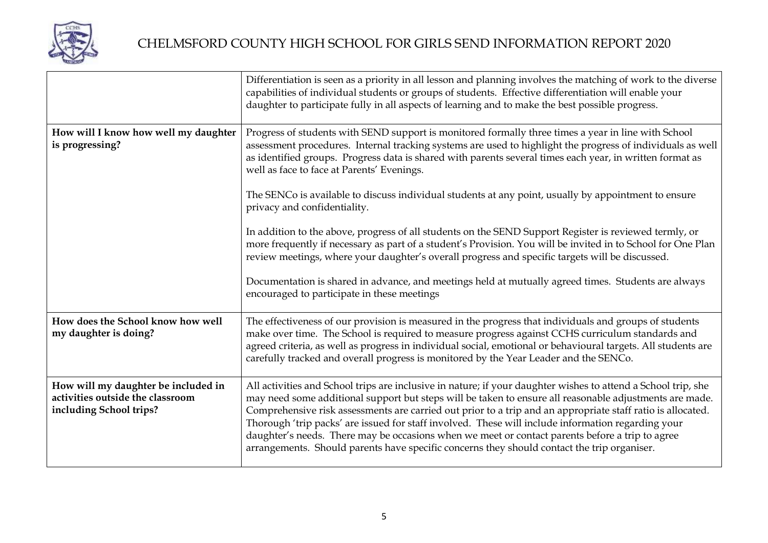| | |
|---|---|
| | Differentiation is seen as a priority in all lesson and planning involves the matching of work to the diverse capabilities of individual students or groups of students. Effective differentiation will enable your daughter to participate fully in all aspects of learning and to make the best possible progress. |
| **How will I know how well my daughter is progressing?** | Progress of students with SEND support is monitored formally three times a year in line with School assessment procedures. Internal tracking systems are used to highlight the progress of individuals as well as identified groups. Progress data is shared with parents several times each year, in written format as well as face to face at Parents' Evenings.<br><br>The SENCo is available to discuss individual students at any point, usually by appointment to ensure privacy and confidentiality.<br><br>In addition to the above, progress of all students on the SEND Support Register is reviewed termly, or more frequently if necessary as part of a student's Provision. You will be invited in to School for One Plan review meetings, where your daughter's overall progress and specific targets will be discussed.<br><br>Documentation is shared in advance, and meetings held at mutually agreed times. Students are always encouraged to participate in these meetings |
| **How does the School know how well my daughter is doing?** | The effectiveness of our provision is measured in the progress that individuals and groups of students make over time. The School is required to measure progress against CCHS curriculum standards and agreed criteria, as well as progress in individual social, emotional or behavioural targets. All students are carefully tracked and overall progress is monitored by the Year Leader and the SENCo. |
| **How will my daughter be included in activities outside the classroom including School trips?** | All activities and School trips are inclusive in nature; if your daughter wishes to attend a School trip, she may need some additional support but steps will be taken to ensure all reasonable adjustments are made. Comprehensive risk assessments are carried out prior to a trip and an appropriate staff ratio is allocated. Thorough 'trip packs' are issued for staff involved. These will include information regarding your daughter's needs. There may be occasions when we meet or contact parents before a trip to agree arrangements. Should parents have specific concerns they should contact the trip organiser. |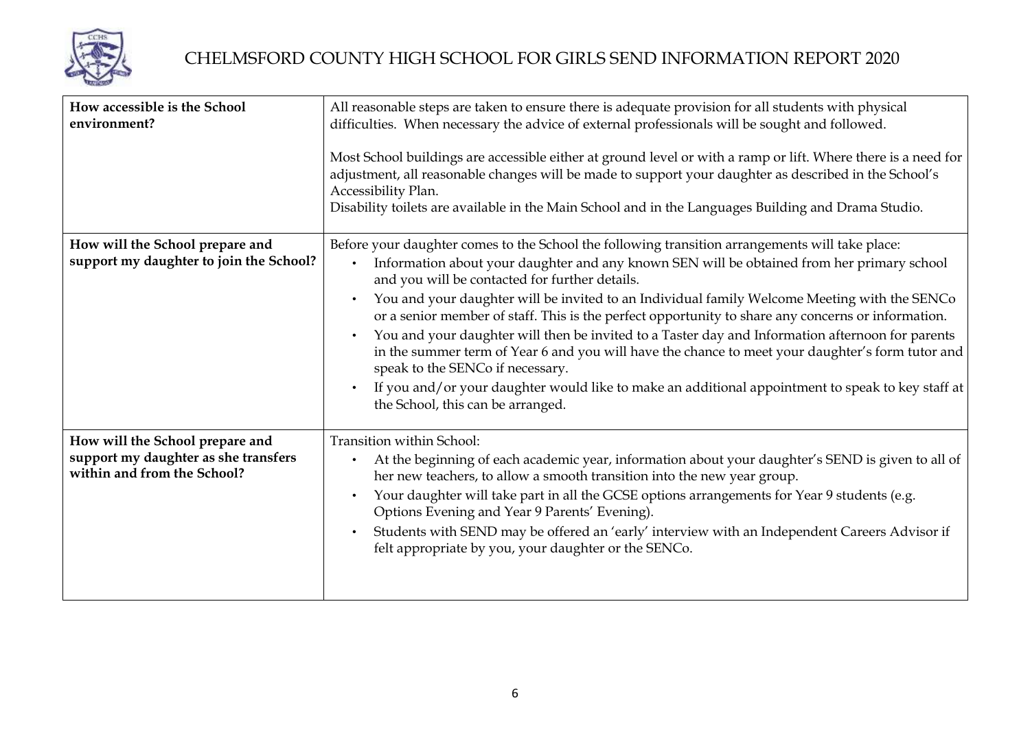| | |
|---|---|
| **How accessible is the School environment?** | All reasonable steps are taken to ensure there is adequate provision for all students with physical difficulties. When necessary the advice of external professionals will be sought and followed.<br><br>Most School buildings are accessible either at ground level or with a ramp or lift. Where there is a need for adjustment, all reasonable changes will be made to support your daughter as described in the School's Accessibility Plan.<br>Disability toilets are available in the Main School and in the Languages Building and Drama Studio. |
| **How will the School prepare and support my daughter to join the School?** | Before your daughter comes to the School the following transition arrangements will take place:<br>• Information about your daughter and any known SEN will be obtained from her primary school and you will be contacted for further details.<br>• You and your daughter will be invited to an Individual family Welcome Meeting with the SENCo or a senior member of staff. This is the perfect opportunity to share any concerns or information.<br>• You and your daughter will then be invited to a Taster day and Information afternoon for parents in the summer term of Year 6 and you will have the chance to meet your daughter's form tutor and speak to the SENCo if necessary.<br>• If you and/or your daughter would like to make an additional appointment to speak to key staff at the School, this can be arranged. |
| **How will the School prepare and support my daughter as she transfers within and from the School?** | Transition within School:<br>• At the beginning of each academic year, information about your daughter's SEND is given to all of her new teachers, to allow a smooth transition into the new year group.<br>• Your daughter will take part in all the GCSE options arrangements for Year 9 students (e.g. Options Evening and Year 9 Parents' Evening).<br>• Students with SEND may be offered an 'early' interview with an Independent Careers Advisor if felt appropriate by you, your daughter or the SENCo. |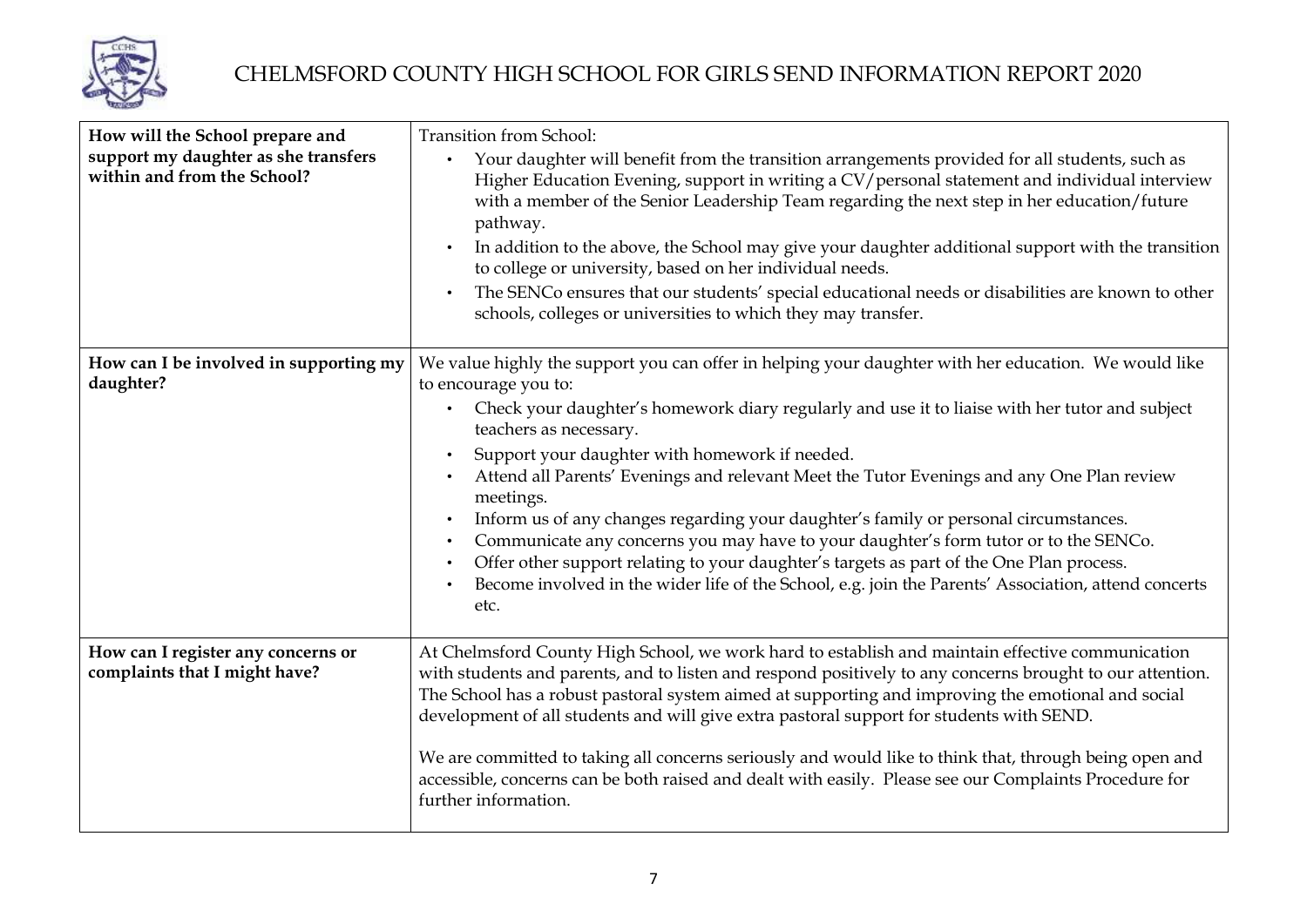| | |
|---|---|
| **How will the School prepare and support my daughter as she transfers within and from the School?** | Transition from School:<br>• Your daughter will benefit from the transition arrangements provided for all students, such as Higher Education Evening, support in writing a CV/personal statement and individual interview with a member of the Senior Leadership Team regarding the next step in her education/future pathway.<br>• In addition to the above, the School may give your daughter additional support with the transition to college or university, based on her individual needs.<br>• The SENCo ensures that our students' special educational needs or disabilities are known to other schools, colleges or universities to which they may transfer. |
| **How can I be involved in supporting my daughter?** | We value highly the support you can offer in helping your daughter with her education. We would like to encourage you to:<br>• Check your daughter's homework diary regularly and use it to liaise with her tutor and subject teachers as necessary.<br>• Support your daughter with homework if needed.<br>• Attend all Parents' Evenings and relevant Meet the Tutor Evenings and any One Plan review meetings.<br>• Inform us of any changes regarding your daughter's family or personal circumstances.<br>• Communicate any concerns you may have to your daughter's form tutor or to the SENCo.<br>• Offer other support relating to your daughter's targets as part of the One Plan process.<br>• Become involved in the wider life of the School, e.g. join the Parents' Association, attend concerts etc. |
| **How can I register any concerns or complaints that I might have?** | At Chelmsford County High School, we work hard to establish and maintain effective communication with students and parents, and to listen and respond positively to any concerns brought to our attention. The School has a robust pastoral system aimed at supporting and improving the emotional and social development of all students and will give extra pastoral support for students with SEND.<br><br>We are committed to taking all concerns seriously and would like to think that, through being open and accessible, concerns can be both raised and dealt with easily. Please see our Complaints Procedure for further information. |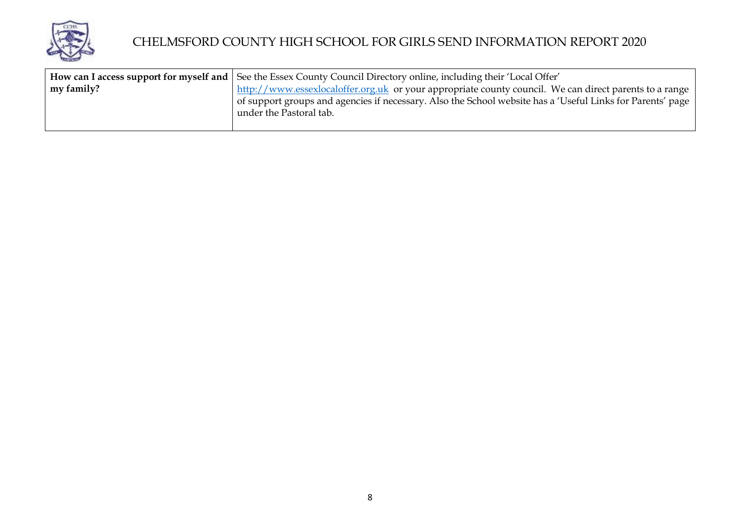| | |
|---|---|
| **How can I access support for myself and my family?** | See the Essex County Council Directory online, including their 'Local Offer' http://www.essexlocaloffer.org.uk or your appropriate county council. We can direct parents to a range of support groups and agencies if necessary. Also the School website has a 'Useful Links for Parents' page under the Pastoral tab. |